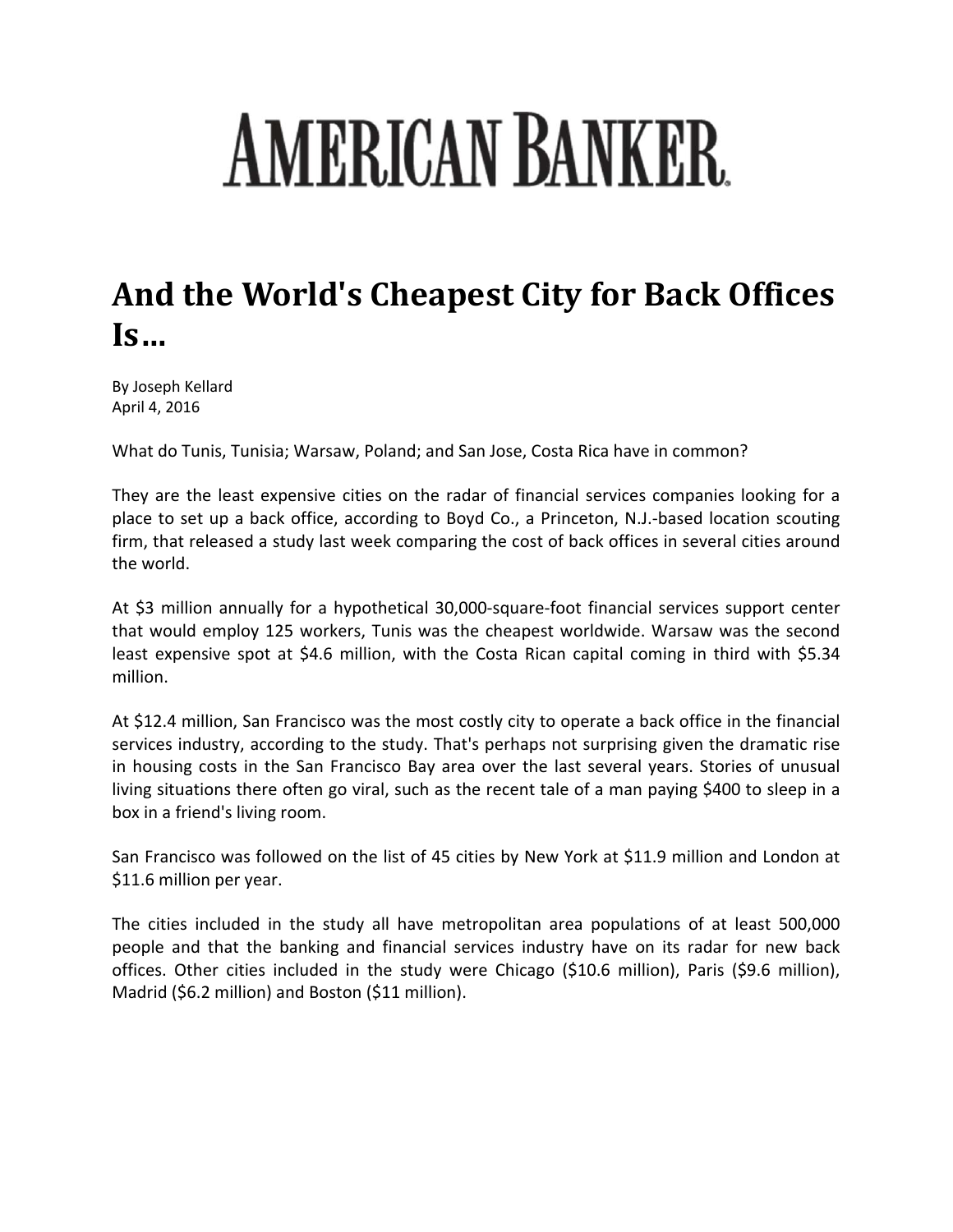# AMERICAN BANKER

## And the World's Cheapest City for Back Offices Is…

By Joseph Kellard
April 4, 2016

What do Tunis, Tunisia; Warsaw, Poland; and San Jose, Costa Rica have in common?

They are the least expensive cities on the radar of financial services companies looking for a place to set up a back office, according to Boyd Co., a Princeton, N.J.-based location scouting firm, that released a study last week comparing the cost of back offices in several cities around the world.

At $3 million annually for a hypothetical 30,000-square-foot financial services support center that would employ 125 workers, Tunis was the cheapest worldwide. Warsaw was the second least expensive spot at $4.6 million, with the Costa Rican capital coming in third with $5.34 million.

At $12.4 million, San Francisco was the most costly city to operate a back office in the financial services industry, according to the study. That's perhaps not surprising given the dramatic rise in housing costs in the San Francisco Bay area over the last several years. Stories of unusual living situations there often go viral, such as the recent tale of a man paying $400 to sleep in a box in a friend's living room.

San Francisco was followed on the list of 45 cities by New York at $11.9 million and London at $11.6 million per year.

The cities included in the study all have metropolitan area populations of at least 500,000 people and that the banking and financial services industry have on its radar for new back offices. Other cities included in the study were Chicago ($10.6 million), Paris ($9.6 million), Madrid ($6.2 million) and Boston ($11 million).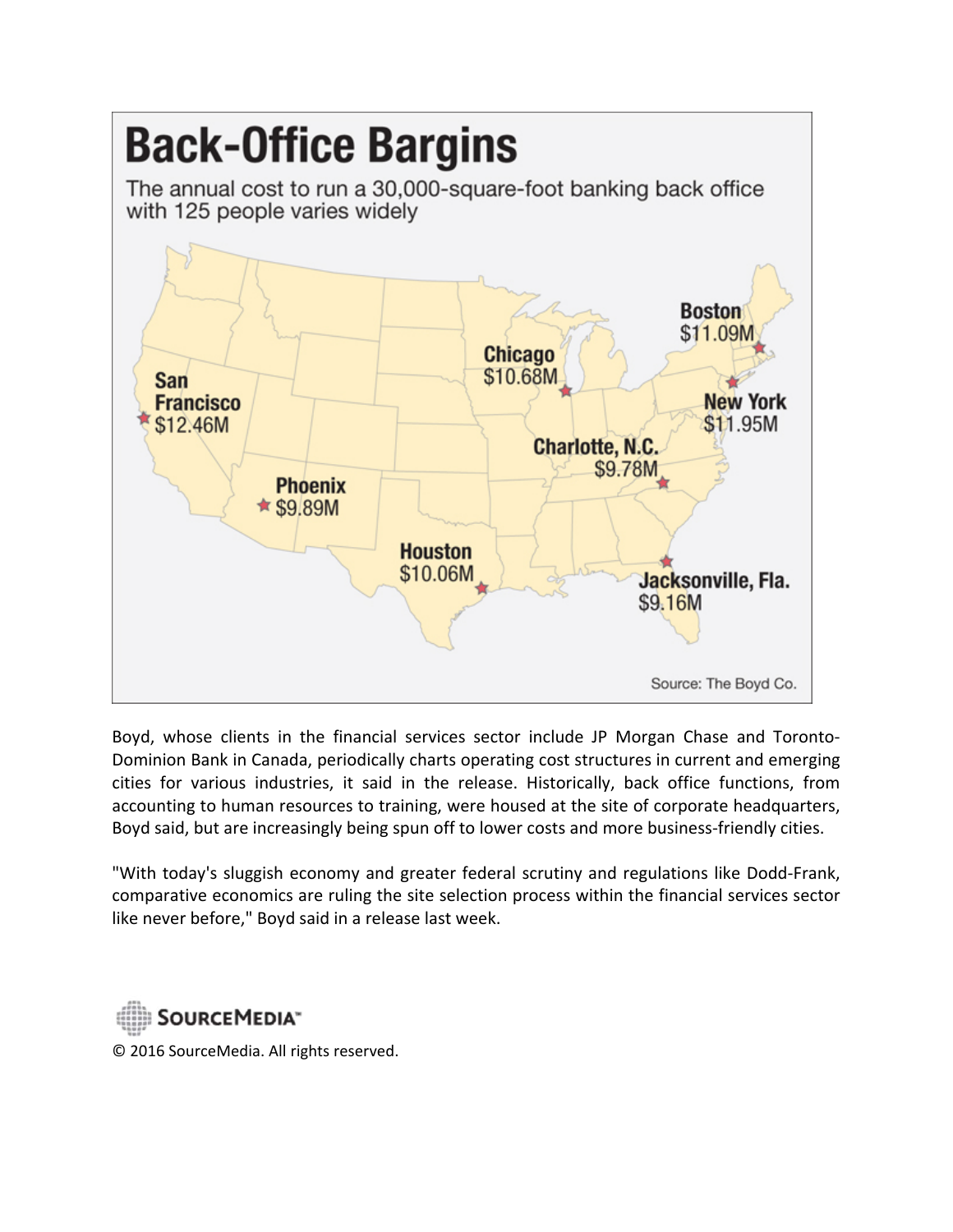## Back-Office Bargins

The annual cost to run a 30,000-square-foot banking back office with 125 people varies widely

Boston
$11.09M

Chicago
$10.68M

San Francisco
$12.46M

New York
$11.95M

Charlotte, N.C.
$9.78M

Phoenix
$9.89M

Houston
$10.06M

Jacksonville, Fla.
$9.16M

Source: The Boyd Co.

Boyd, whose clients in the financial services sector include JP Morgan Chase and Toronto-Dominion Bank in Canada, periodically charts operating cost structures in current and emerging cities for various industries, it said in the release. Historically, back office functions, from accounting to human resources to training, were housed at the site of corporate headquarters, Boyd said, but are increasingly being spun off to lower costs and more business-friendly cities.

"With today's sluggish economy and greater federal scrutiny and regulations like Dodd-Frank, comparative economics are ruling the site selection process within the financial services sector like never before," Boyd said in a release last week.

SOURCEMEDIA™

© 2016 SourceMedia. All rights reserved.